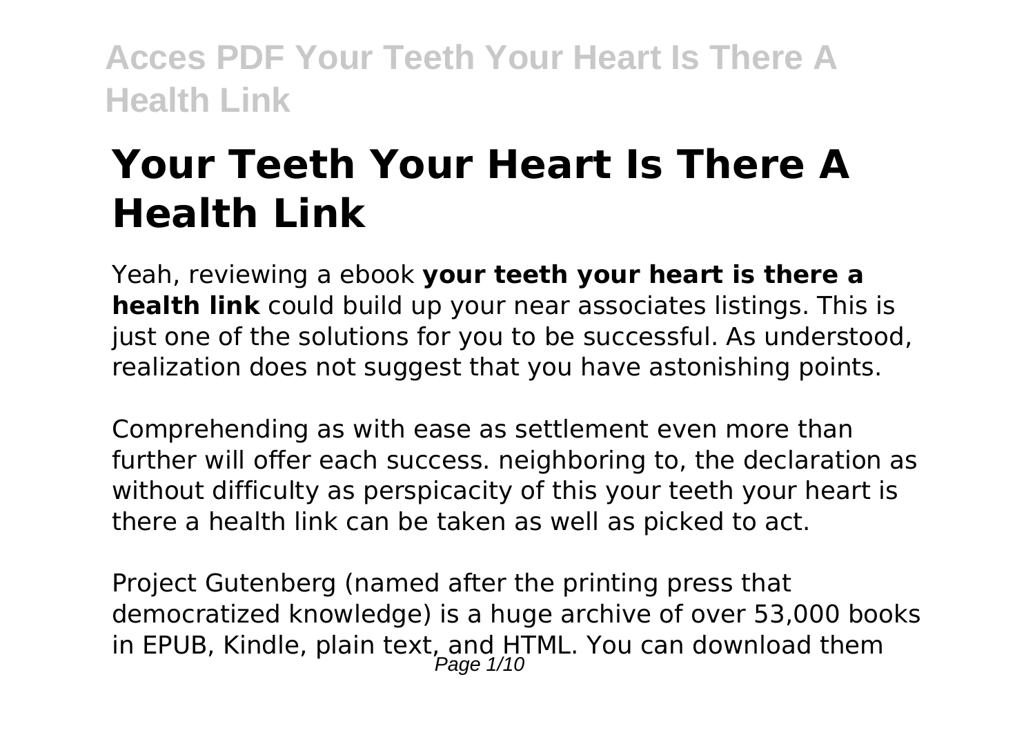# Your Teeth Your Heart Is There A Health Link

Yeah, reviewing a ebook **your teeth your heart is there a health link** could build up your near associates listings. This is just one of the solutions for you to be successful. As understood, realization does not suggest that you have astonishing points.

Comprehending as with ease as settlement even more than further will offer each success. neighboring to, the declaration as without difficulty as perspicacity of this your teeth your heart is there a health link can be taken as well as picked to act.

Project Gutenberg (named after the printing press that democratized knowledge) is a huge archive of over 53,000 books in EPUB, Kindle, plain text, and HTML. You can download them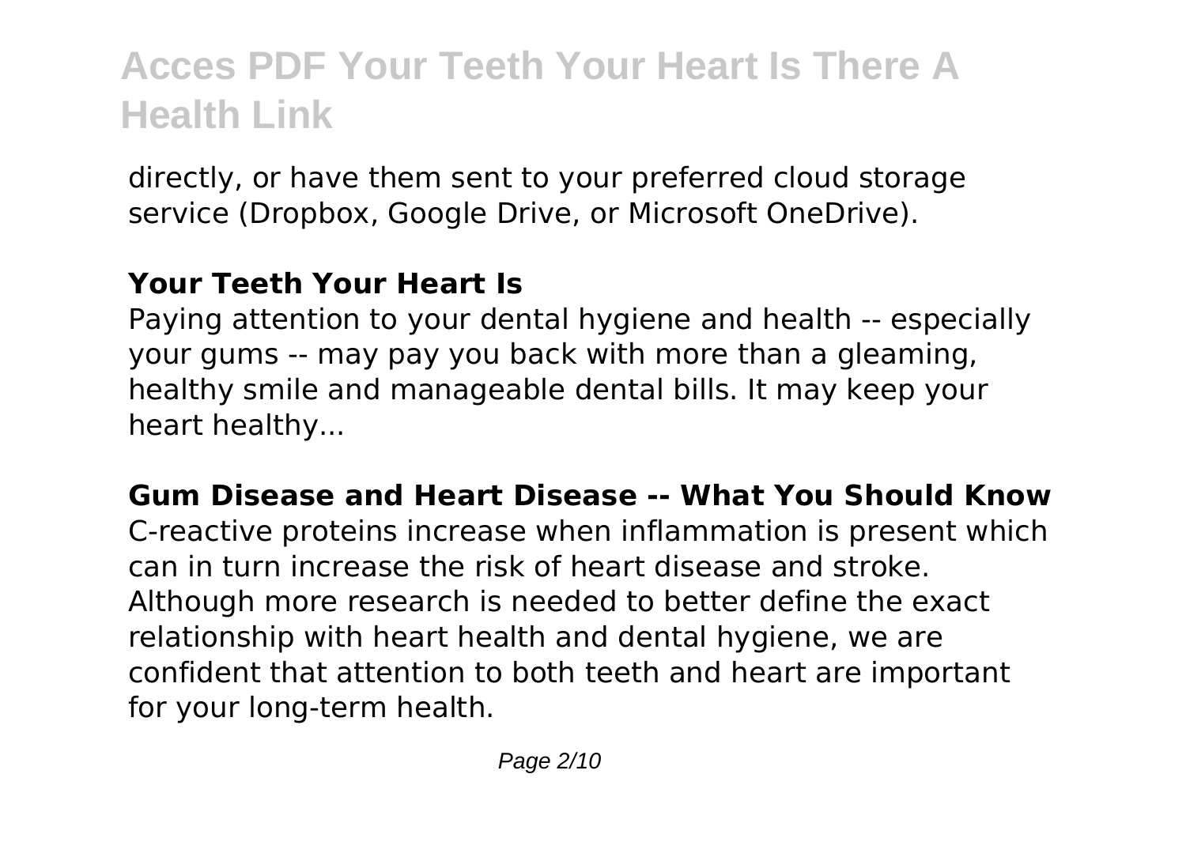directly, or have them sent to your preferred cloud storage service (Dropbox, Google Drive, or Microsoft OneDrive).

**Your Teeth Your Heart Is**

Paying attention to your dental hygiene and health -- especially your gums -- may pay you back with more than a gleaming, healthy smile and manageable dental bills. It may keep your heart healthy...

**Gum Disease and Heart Disease -- What You Should Know**

C-reactive proteins increase when inflammation is present which can in turn increase the risk of heart disease and stroke. Although more research is needed to better define the exact relationship with heart health and dental hygiene, we are confident that attention to both teeth and heart are important for your long-term health.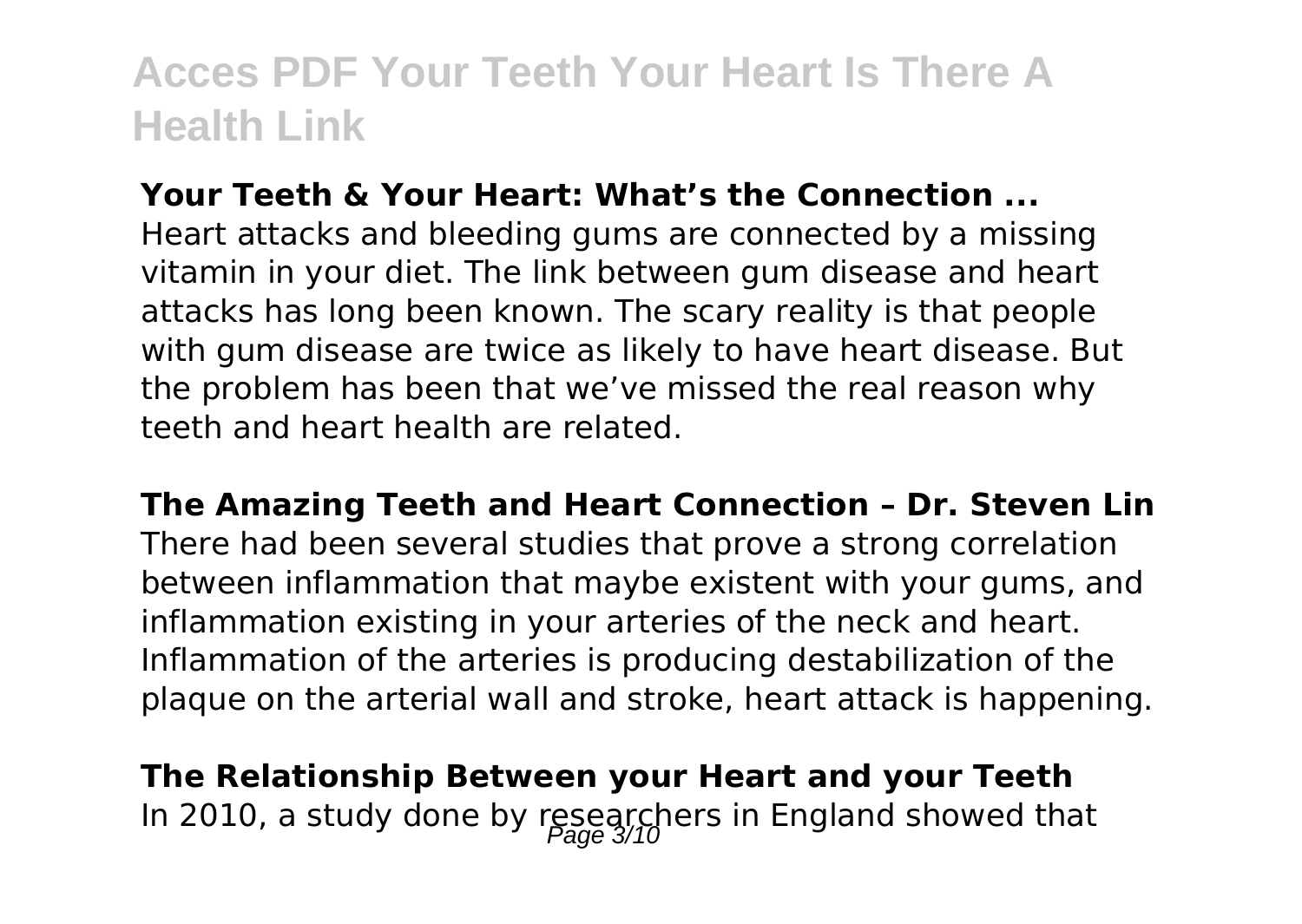**Your Teeth & Your Heart: What's the Connection ...**

Heart attacks and bleeding gums are connected by a missing vitamin in your diet. The link between gum disease and heart attacks has long been known. The scary reality is that people with gum disease are twice as likely to have heart disease. But the problem has been that we've missed the real reason why teeth and heart health are related.

**The Amazing Teeth and Heart Connection – Dr. Steven Lin**

There had been several studies that prove a strong correlation between inflammation that maybe existent with your gums, and inflammation existing in your arteries of the neck and heart. Inflammation of the arteries is producing destabilization of the plaque on the arterial wall and stroke, heart attack is happening.

**The Relationship Between your Heart and your Teeth**

In 2010, a study done by researchers in England showed that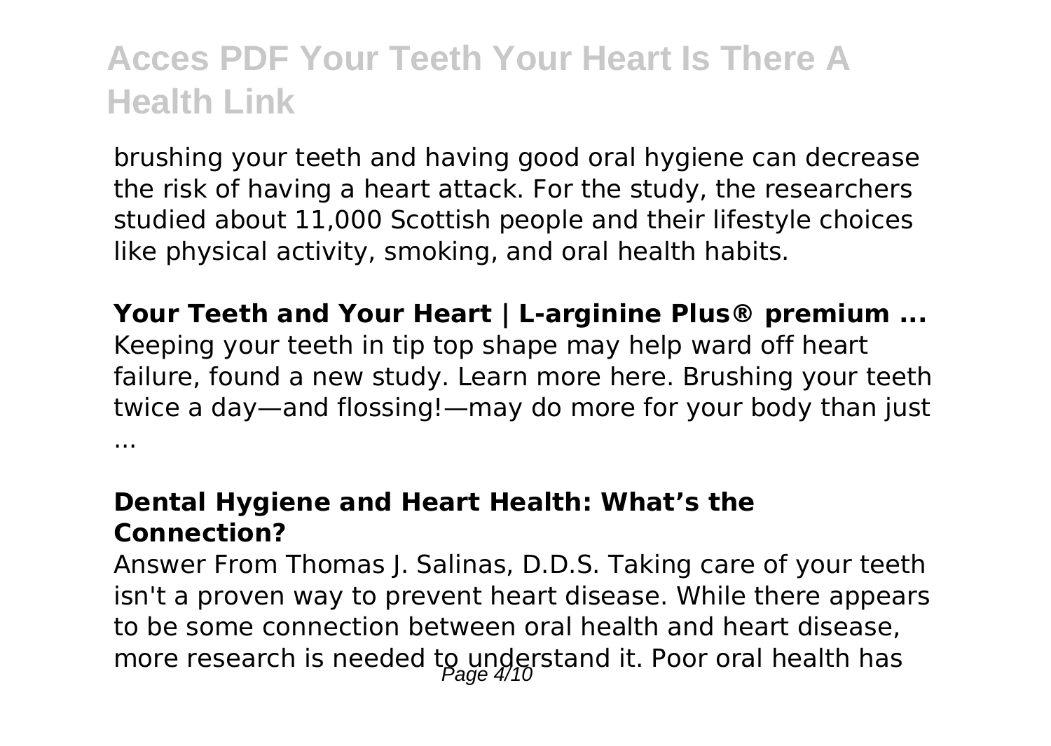brushing your teeth and having good oral hygiene can decrease the risk of having a heart attack. For the study, the researchers studied about 11,000 Scottish people and their lifestyle choices like physical activity, smoking, and oral health habits.

**Your Teeth and Your Heart | L-arginine Plus® premium ...**

Keeping your teeth in tip top shape may help ward off heart failure, found a new study. Learn more here. Brushing your teeth twice a day—and flossing!—may do more for your body than just ...

**Dental Hygiene and Heart Health: What's the Connection?**

Answer From Thomas J. Salinas, D.D.S. Taking care of your teeth isn't a proven way to prevent heart disease. While there appears to be some connection between oral health and heart disease, more research is needed to understand it. Poor oral health has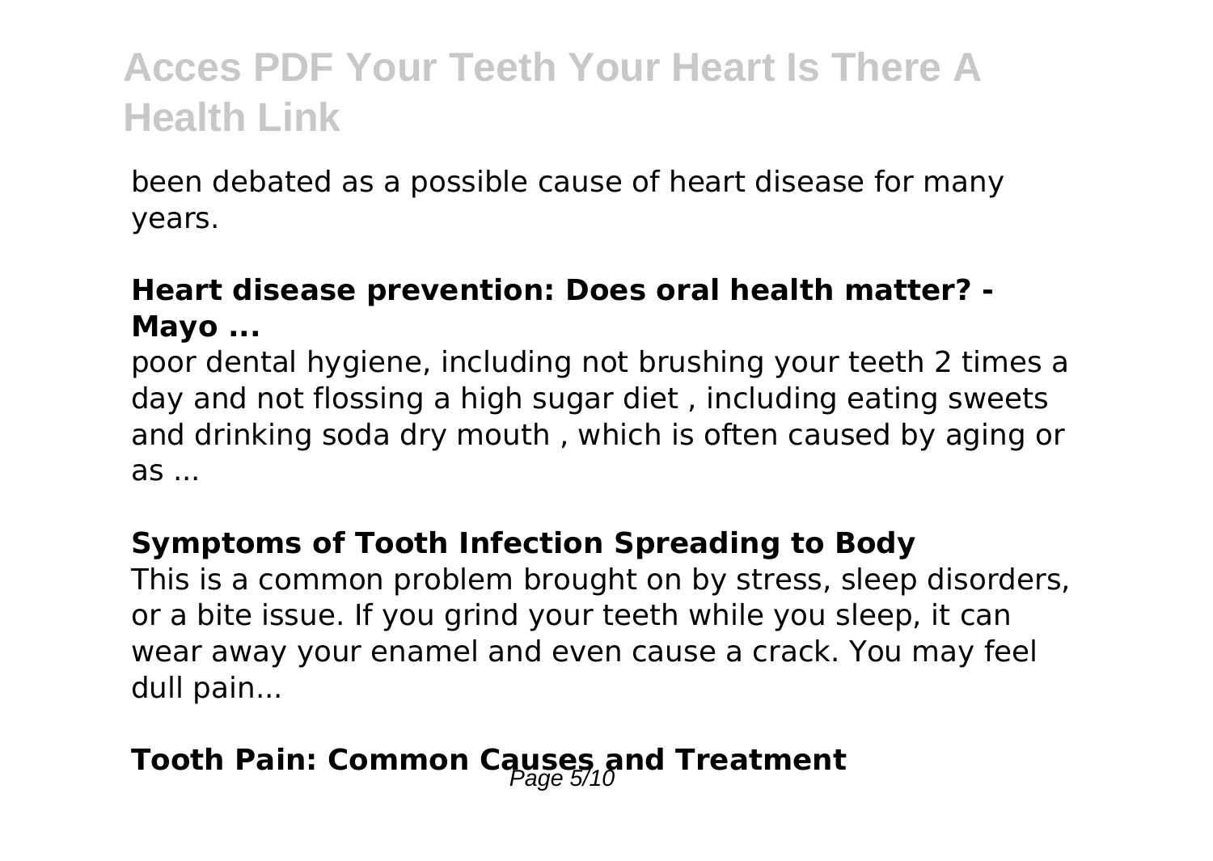been debated as a possible cause of heart disease for many years.

**Heart disease prevention: Does oral health matter? - Mayo ...**

poor dental hygiene, including not brushing your teeth 2 times a day and not flossing a high sugar diet , including eating sweets and drinking soda dry mouth , which is often caused by aging or as ...

**Symptoms of Tooth Infection Spreading to Body**

This is a common problem brought on by stress, sleep disorders, or a bite issue. If you grind your teeth while you sleep, it can wear away your enamel and even cause a crack. You may feel dull pain...

**Tooth Pain: Common Causes and Treatment**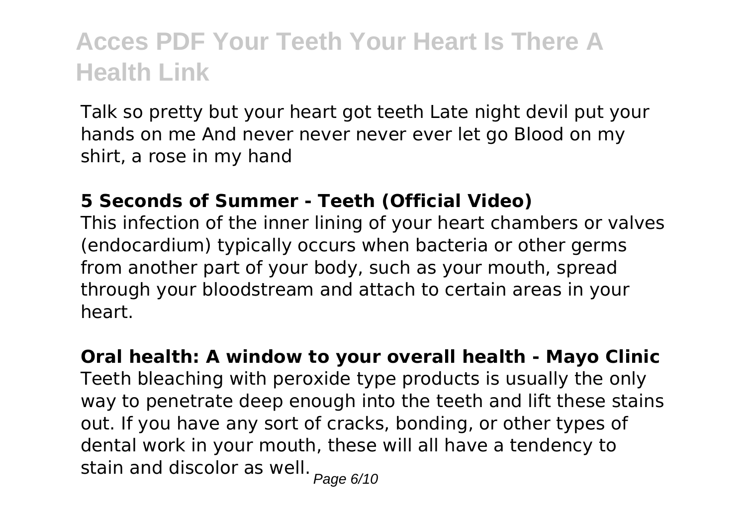Talk so pretty but your heart got teeth Late night devil put your hands on me And never never never ever let go Blood on my shirt, a rose in my hand

**5 Seconds of Summer - Teeth (Official Video)**

This infection of the inner lining of your heart chambers or valves (endocardium) typically occurs when bacteria or other germs from another part of your body, such as your mouth, spread through your bloodstream and attach to certain areas in your heart.

**Oral health: A window to your overall health - Mayo Clinic**

Teeth bleaching with peroxide type products is usually the only way to penetrate deep enough into the teeth and lift these stains out. If you have any sort of cracks, bonding, or other types of dental work in your mouth, these will all have a tendency to stain and discolor as well.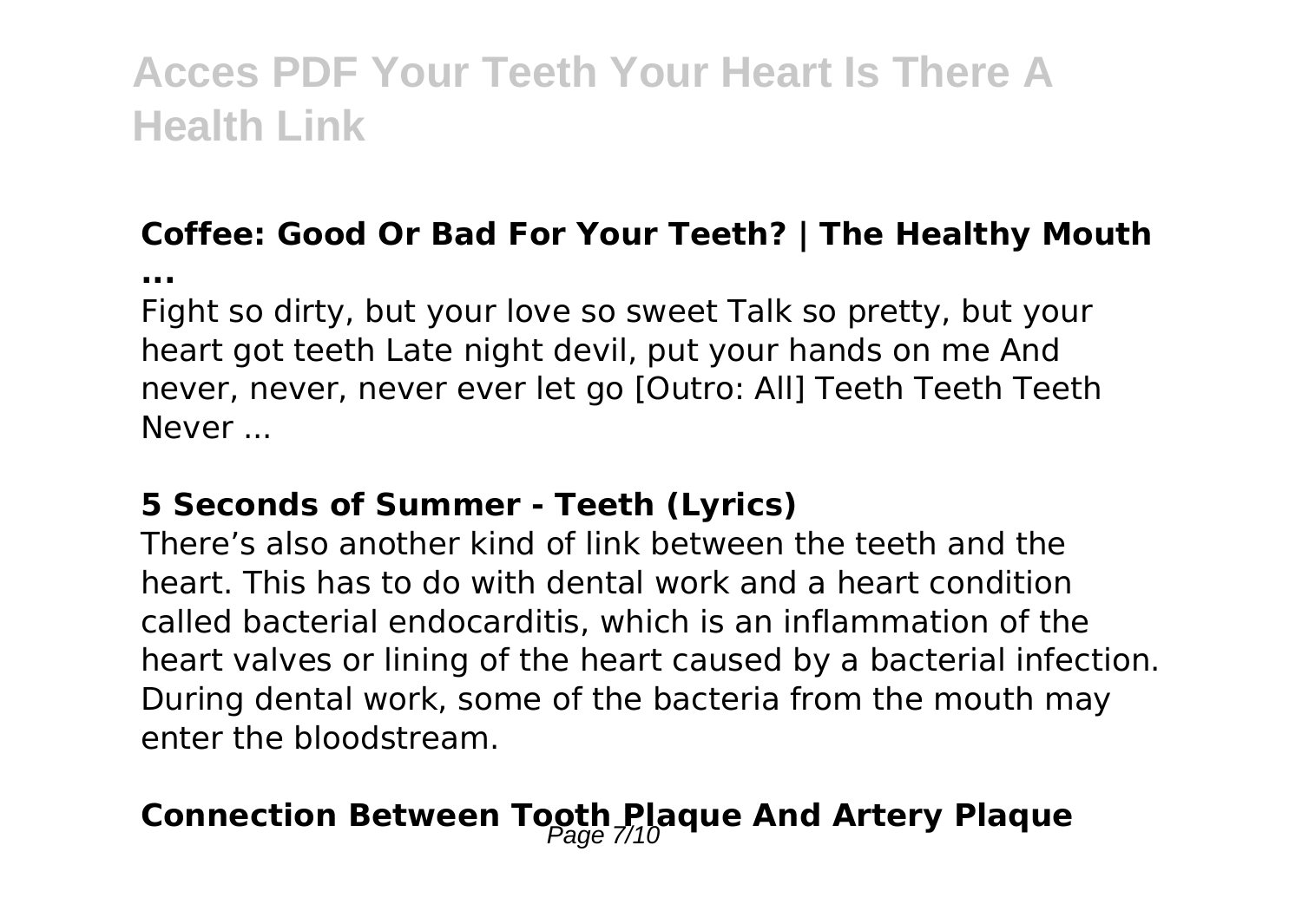### Coffee: Good Or Bad For Your Teeth? | The Healthy Mouth ...

Fight so dirty, but your love so sweet Talk so pretty, but your heart got teeth Late night devil, put your hands on me And never, never, never ever let go [Outro: All] Teeth Teeth Teeth Never ...

### 5 Seconds of Summer - Teeth (Lyrics)

There's also another kind of link between the teeth and the heart. This has to do with dental work and a heart condition called bacterial endocarditis, which is an inflammation of the heart valves or lining of the heart caused by a bacterial infection. During dental work, some of the bacteria from the mouth may enter the bloodstream.

### Connection Between Tooth Plaque And Artery Plaque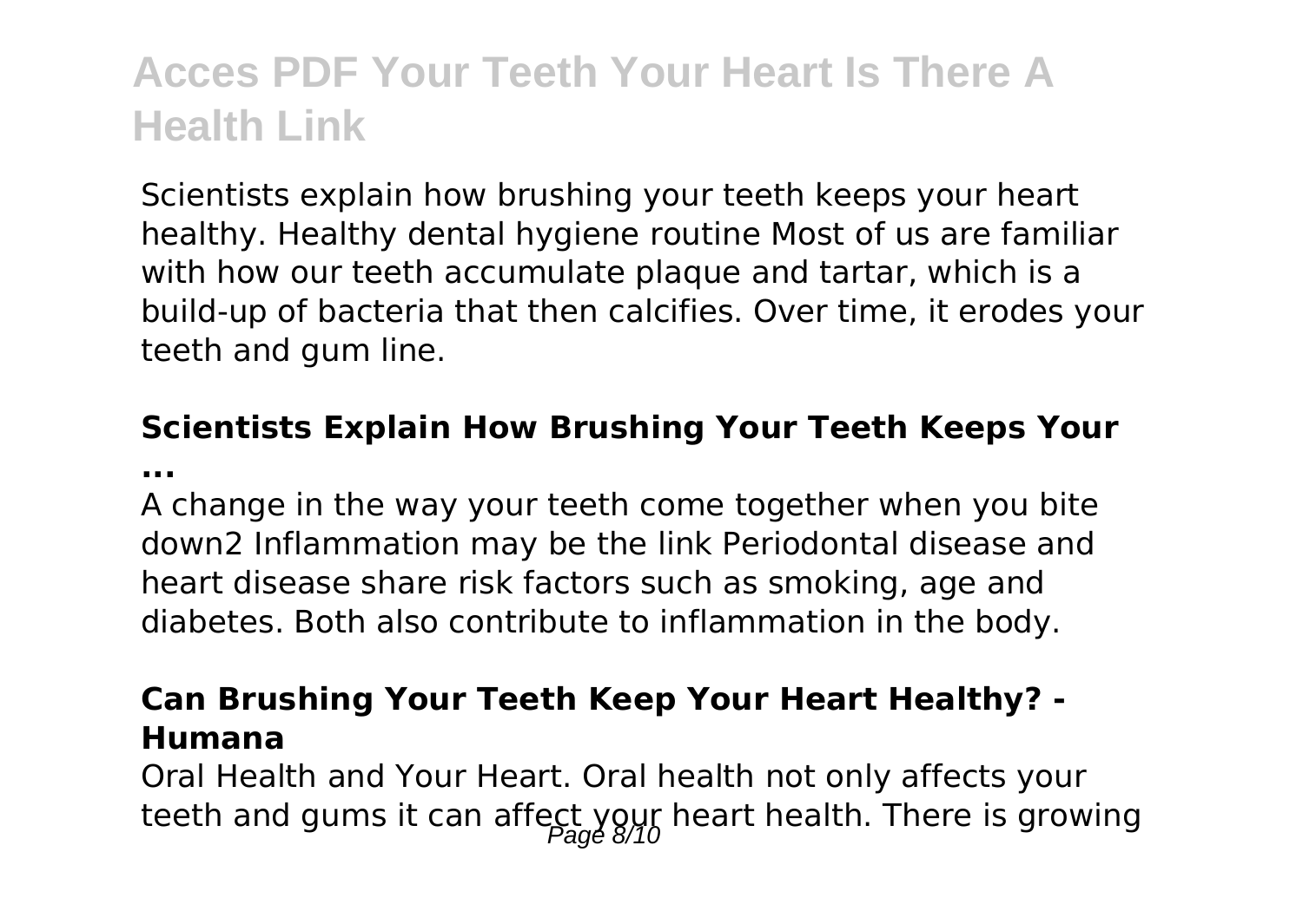Scientists explain how brushing your teeth keeps your heart healthy. Healthy dental hygiene routine Most of us are familiar with how our teeth accumulate plaque and tartar, which is a build-up of bacteria that then calcifies. Over time, it erodes your teeth and gum line.

### Scientists Explain How Brushing Your Teeth Keeps Your ...

A change in the way your teeth come together when you bite down2 Inflammation may be the link Periodontal disease and heart disease share risk factors such as smoking, age and diabetes. Both also contribute to inflammation in the body.

### Can Brushing Your Teeth Keep Your Heart Healthy? - Humana

Oral Health and Your Heart. Oral health not only affects your teeth and gums it can affect your heart health. There is growing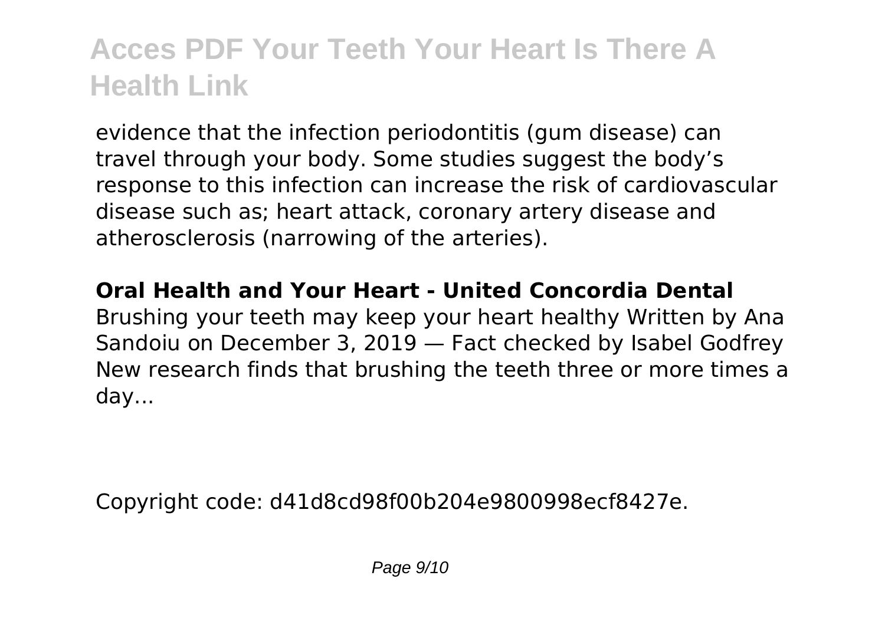evidence that the infection periodontitis (gum disease) can travel through your body. Some studies suggest the body's response to this infection can increase the risk of cardiovascular disease such as; heart attack, coronary artery disease and atherosclerosis (narrowing of the arteries).

**Oral Health and Your Heart - United Concordia Dental**

Brushing your teeth may keep your heart healthy Written by Ana Sandoiu on December 3, 2019 — Fact checked by Isabel Godfrey New research finds that brushing the teeth three or more times a day...

Copyright code: d41d8cd98f00b204e9800998ecf8427e.